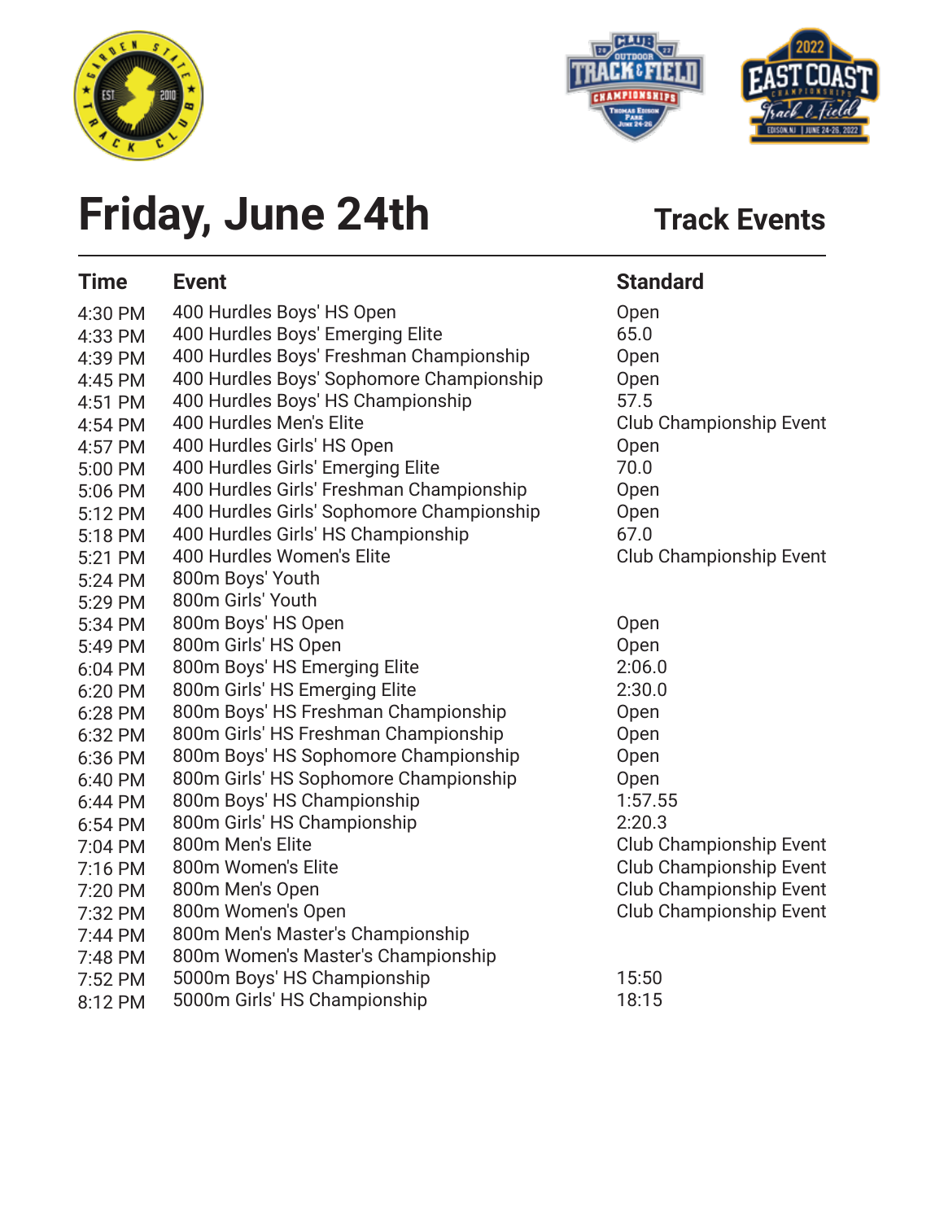# Friday, June 24th

## Track Events

| Time | Event | Standard |
| --- | --- | --- |
| 4:30 PM | 400 Hurdles Boys' HS Open | Open |
| 4:33 PM | 400 Hurdles Boys' Emerging Elite | 65.0 |
| 4:39 PM | 400 Hurdles Boys' Freshman Championship | Open |
| 4:45 PM | 400 Hurdles Boys' Sophomore Championship | Open |
| 4:51 PM | 400 Hurdles Boys' HS Championship | 57.5 |
| 4:54 PM | 400 Hurdles Men's Elite | Club Championship Event |
| 4:57 PM | 400 Hurdles Girls' HS Open | Open |
| 5:00 PM | 400 Hurdles Girls' Emerging Elite | 70.0 |
| 5:06 PM | 400 Hurdles Girls' Freshman Championship | Open |
| 5:12 PM | 400 Hurdles Girls' Sophomore Championship | Open |
| 5:18 PM | 400 Hurdles Girls' HS Championship | 67.0 |
| 5:21 PM | 400 Hurdles Women's Elite | Club Championship Event |
| 5:24 PM | 800m Boys' Youth | |
| 5:29 PM | 800m Girls' Youth | |
| 5:34 PM | 800m Boys' HS Open | Open |
| 5:49 PM | 800m Girls' HS Open | Open |
| 6:04 PM | 800m Boys' HS Emerging Elite | 2:06.0 |
| 6:20 PM | 800m Girls' HS Emerging Elite | 2:30.0 |
| 6:28 PM | 800m Boys' HS Freshman Championship | Open |
| 6:32 PM | 800m Girls' HS Freshman Championship | Open |
| 6:36 PM | 800m Boys' HS Sophomore Championship | Open |
| 6:40 PM | 800m Girls' HS Sophomore Championship | Open |
| 6:44 PM | 800m Boys' HS Championship | 1:57.55 |
| 6:54 PM | 800m Girls' HS Championship | 2:20.3 |
| 7:04 PM | 800m Men's Elite | Club Championship Event |
| 7:16 PM | 800m Women's Elite | Club Championship Event |
| 7:20 PM | 800m Men's Open | Club Championship Event |
| 7:32 PM | 800m Women's Open | Club Championship Event |
| 7:44 PM | 800m Men's Master's Championship | |
| 7:48 PM | 800m Women's Master's Championship | |
| 7:52 PM | 5000m Boys' HS Championship | 15:50 |
| 8:12 PM | 5000m Girls' HS Championship | 18:15 |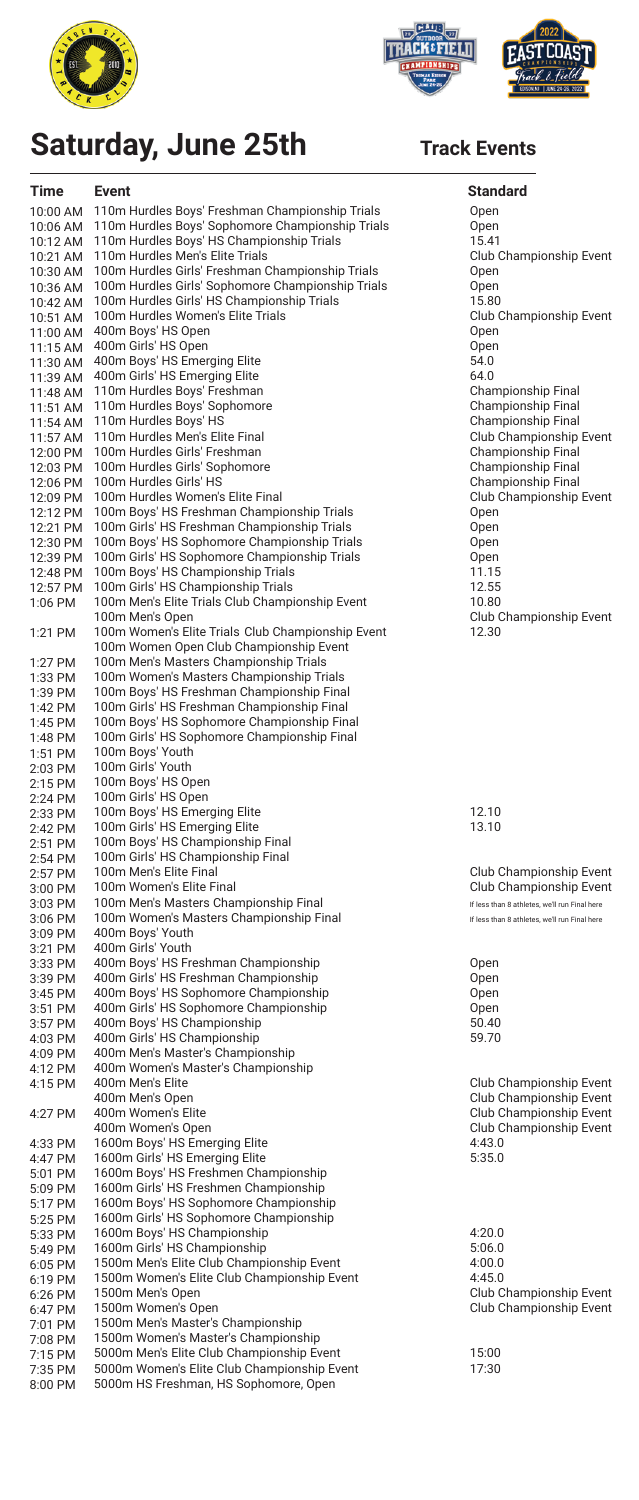# Saturday, June 25th

## Track Events

| Time | Event | Standard |
|---|---|---|
| 10:00 AM | 110m Hurdles Boys' Freshman Championship Trials | Open |
| 10:06 AM | 110m Hurdles Boys' Sophomore Championship Trials | Open |
| 10:12 AM | 110m Hurdles Boys' HS Championship Trials | 15.41 |
| 10:21 AM | 110m Hurdles Men's Elite Trials | Club Championship Event |
| 10:30 AM | 100m Hurdles Girls' Freshman Championship Trials | Open |
| 10:36 AM | 100m Hurdles Girls' Sophomore Championship Trials | Open |
| 10:42 AM | 100m Hurdles Girls' HS Championship Trials | 15.80 |
| 10:51 AM | 100m Hurdles Women's Elite Trials | Club Championship Event |
| 11:00 AM | 400m Boys' HS Open | Open |
| 11:15 AM | 400m Girls' HS Open | Open |
| 11:30 AM | 400m Boys' HS Emerging Elite | 54.0 |
| 11:39 AM | 400m Girls' HS Emerging Elite | 64.0 |
| 11:48 AM | 110m Hurdles Boys' Freshman | Championship Final |
| 11:51 AM | 110m Hurdles Boys' Sophomore | Championship Final |
| 11:54 AM | 110m Hurdles Boys' HS | Championship Final |
| 11:57 AM | 110m Hurdles Men's Elite Final | Club Championship Event |
| 12:00 PM | 100m Hurdles Girls' Freshman | Championship Final |
| 12:03 PM | 100m Hurdles Girls' Sophomore | Championship Final |
| 12:06 PM | 100m Hurdles Girls' HS | Championship Final |
| 12:09 PM | 100m Hurdles Women's Elite Final | Club Championship Event |
| 12:12 PM | 100m Boys' HS Freshman Championship Trials | Open |
| 12:21 PM | 100m Girls' HS Freshman Championship Trials | Open |
| 12:30 PM | 100m Boys' HS Sophomore Championship Trials | Open |
| 12:39 PM | 100m Girls' HS Sophomore Championship Trials | Open |
| 12:48 PM | 100m Boys' HS Championship Trials | 11.15 |
| 12:57 PM | 100m Girls' HS Championship Trials | 12.55 |
| 1:06 PM | 100m Men's Elite Trials Club Championship Event | 10.80 |
| | 100m Men's Open | Club Championship Event |
| 1:21 PM | 100m Women's Elite Trials Club Championship Event | 12.30 |
| | 100m Women Open Club Championship Event | |
| 1:27 PM | 100m Men's Masters Championship Trials | |
| 1:33 PM | 100m Women's Masters Championship Trials | |
| 1:39 PM | 100m Boys' HS Freshman Championship Final | |
| 1:42 PM | 100m Girls' HS Freshman Championship Final | |
| 1:45 PM | 100m Boys' HS Sophomore Championship Final | |
| 1:48 PM | 100m Girls' HS Sophomore Championship Final | |
| 1:51 PM | 100m Boys' Youth | |
| 2:03 PM | 100m Girls' Youth | |
| 2:15 PM | 100m Boys' HS Open | |
| 2:24 PM | 100m Girls' HS Open | |
| 2:33 PM | 100m Boys' HS Emerging Elite | 12.10 |
| 2:42 PM | 100m Girls' HS Emerging Elite | 13.10 |
| 2:51 PM | 100m Boys' HS Championship Final | |
| 2:54 PM | 100m Girls' HS Championship Final | |
| 2:57 PM | 100m Men's Elite Final | Club Championship Event |
| 3:00 PM | 100m Women's Elite Final | Club Championship Event |
| 3:03 PM | 100m Men's Masters Championship Final | If less than 8 athletes, we'll run Final here |
| 3:06 PM | 100m Women's Masters Championship Final | If less than 8 athletes, we'll run Final here |
| 3:09 PM | 400m Boys' Youth | |
| 3:21 PM | 400m Girls' Youth | |
| 3:33 PM | 400m Boys' HS Freshman Championship | Open |
| 3:39 PM | 400m Girls' HS Freshman Championship | Open |
| 3:45 PM | 400m Boys' HS Sophomore Championship | Open |
| 3:51 PM | 400m Girls' HS Sophomore Championship | Open |
| 3:57 PM | 400m Boys' HS Championship | 50.40 |
| 4:03 PM | 400m Girls' HS Championship | 59.70 |
| 4:09 PM | 400m Men's Master's Championship | |
| 4:12 PM | 400m Women's Master's Championship | |
| 4:15 PM | 400m Men's Elite | Club Championship Event |
| | 400m Men's Open | Club Championship Event |
| 4:27 PM | 400m Women's Elite | Club Championship Event |
| | 400m Women's Open | Club Championship Event |
| 4:33 PM | 1600m Boys' HS Emerging Elite | 4:43.0 |
| 4:47 PM | 1600m Girls' HS Emerging Elite | 5:35.0 |
| 5:01 PM | 1600m Boys' HS Freshmen Championship | |
| 5:09 PM | 1600m Girls' HS Freshmen Championship | |
| 5:17 PM | 1600m Boys' HS Sophomore Championship | |
| 5:25 PM | 1600m Girls' HS Sophomore Championship | |
| 5:33 PM | 1600m Boys' HS Championship | 4:20.0 |
| 5:49 PM | 1600m Girls' HS Championship | 5:06.0 |
| 6:05 PM | 1500m Men's Elite Club Championship Event | 4:00.0 |
| 6:19 PM | 1500m Women's Elite Club Championship Event | 4:45.0 |
| 6:26 PM | 1500m Men's Open | Club Championship Event |
| 6:47 PM | 1500m Women's Open | Club Championship Event |
| 7:01 PM | 1500m Men's Master's Championship | |
| 7:08 PM | 1500m Women's Master's Championship | |
| 7:15 PM | 5000m Men's Elite Club Championship Event | 15:00 |
| 7:35 PM | 5000m Women's Elite Club Championship Event | 17:30 |
| 8:00 PM | 5000m HS Freshman, HS Sophomore, Open | |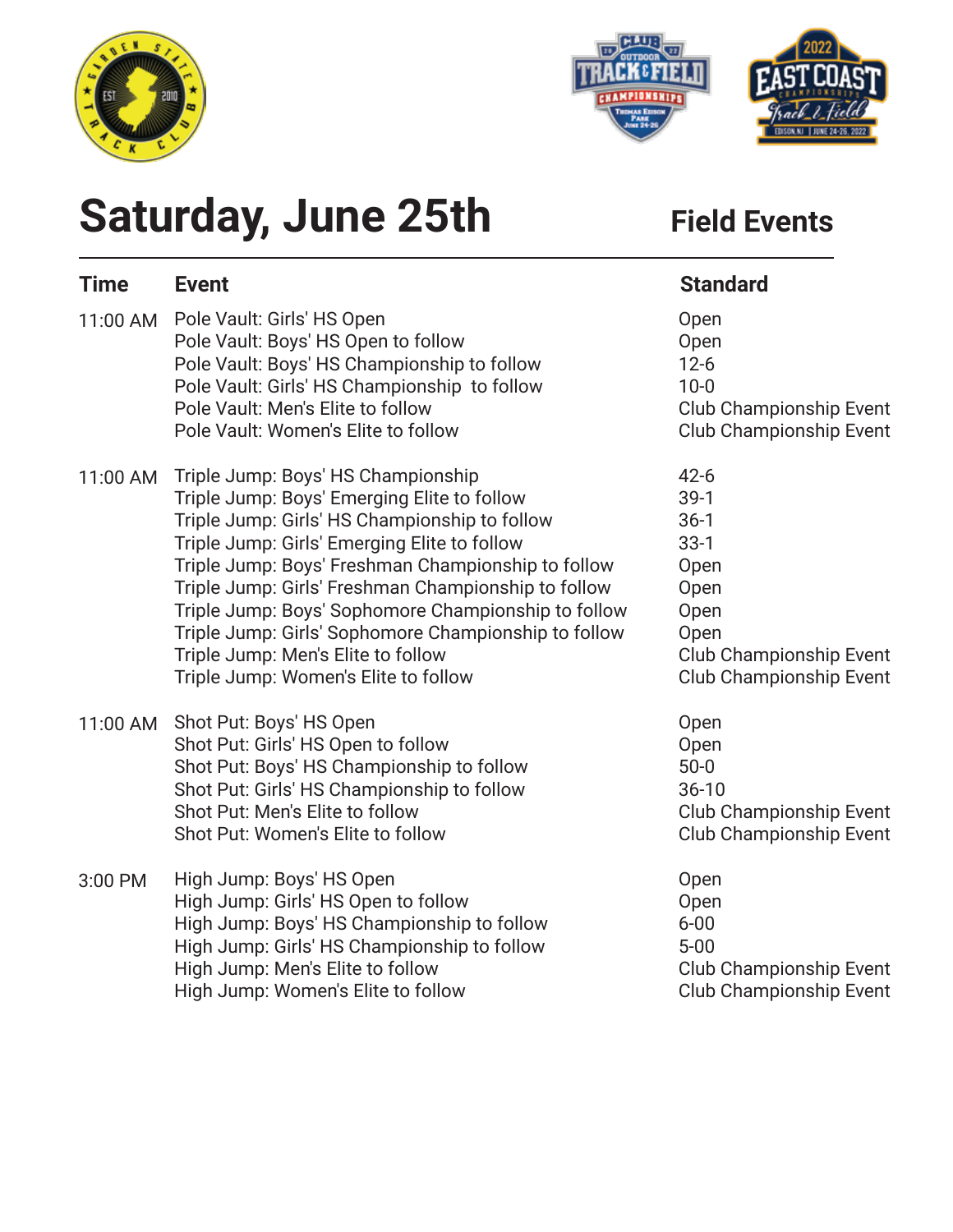# Saturday, June 25th

## Field Events

| Time | Event | Standard |
|---|---|---|
| 11:00 AM | Pole Vault: Girls' HS Open | Open |
| | Pole Vault: Boys' HS Open to follow | Open |
| | Pole Vault: Boys' HS Championship to follow | 12-6 |
| | Pole Vault: Girls' HS Championship to follow | 10-0 |
| | Pole Vault: Men's Elite to follow | Club Championship Event |
| | Pole Vault: Women's Elite to follow | Club Championship Event |
| 11:00 AM | Triple Jump: Boys' HS Championship | 42-6 |
| | Triple Jump: Boys' Emerging Elite to follow | 39-1 |
| | Triple Jump: Girls' HS Championship to follow | 36-1 |
| | Triple Jump: Girls' Emerging Elite to follow | 33-1 |
| | Triple Jump: Boys' Freshman Championship to follow | Open |
| | Triple Jump: Girls' Freshman Championship to follow | Open |
| | Triple Jump: Boys' Sophomore Championship to follow | Open |
| | Triple Jump: Girls' Sophomore Championship to follow | Open |
| | Triple Jump: Men's Elite to follow | Club Championship Event |
| | Triple Jump: Women's Elite to follow | Club Championship Event |
| 11:00 AM | Shot Put: Boys' HS Open | Open |
| | Shot Put: Girls' HS Open to follow | Open |
| | Shot Put: Boys' HS Championship to follow | 50-0 |
| | Shot Put: Girls' HS Championship to follow | 36-10 |
| | Shot Put: Men's Elite to follow | Club Championship Event |
| | Shot Put: Women's Elite to follow | Club Championship Event |
| 3:00 PM | High Jump: Boys' HS Open | Open |
| | High Jump: Girls' HS Open to follow | Open |
| | High Jump: Boys' HS Championship to follow | 6-00 |
| | High Jump: Girls' HS Championship to follow | 5-00 |
| | High Jump: Men's Elite to follow | Club Championship Event |
| | High Jump: Women's Elite to follow | Club Championship Event |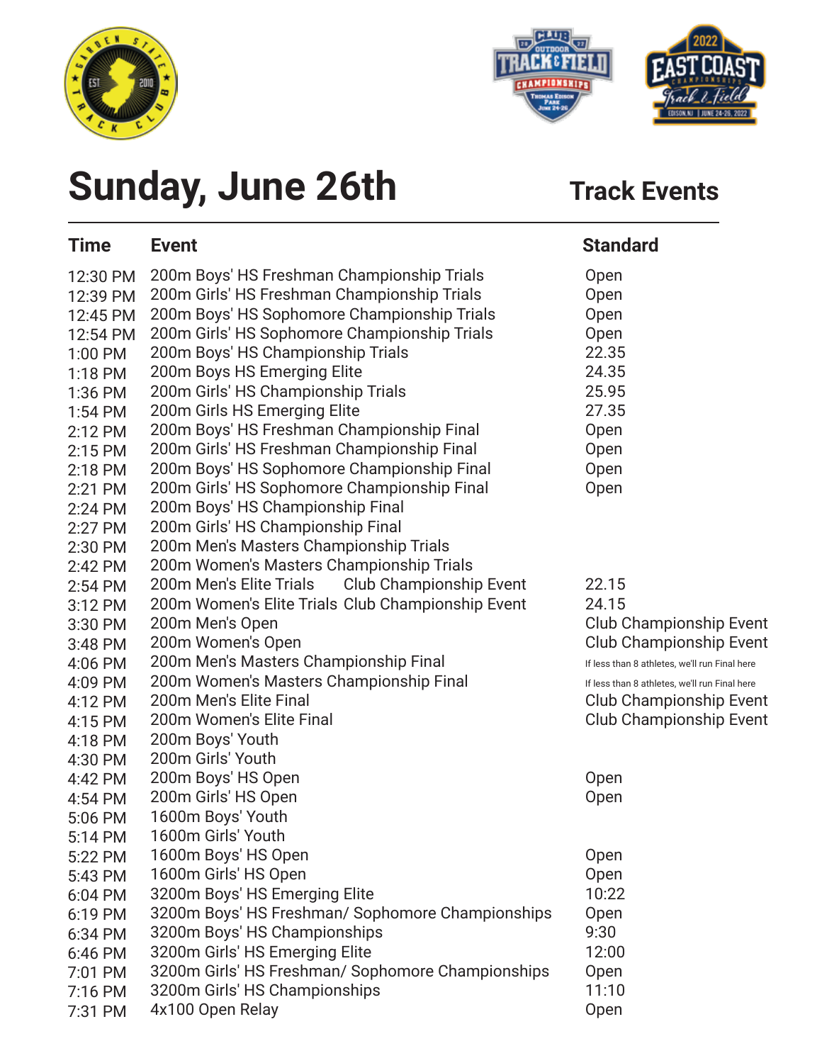# Sunday, June 26th

## Track Events

| Time | Event | Standard |
|---|---|---|
| 12:30 PM | 200m Boys' HS Freshman Championship Trials | Open |
| 12:39 PM | 200m Girls' HS Freshman Championship Trials | Open |
| 12:45 PM | 200m Boys' HS Sophomore Championship Trials | Open |
| 12:54 PM | 200m Girls' HS Sophomore Championship Trials | Open |
| 1:00 PM | 200m Boys' HS Championship Trials | 22.35 |
| 1:18 PM | 200m Boys HS Emerging Elite | 24.35 |
| 1:36 PM | 200m Girls' HS Championship Trials | 25.95 |
| 1:54 PM | 200m Girls HS Emerging Elite | 27.35 |
| 2:12 PM | 200m Boys' HS Freshman Championship Final | Open |
| 2:15 PM | 200m Girls' HS Freshman Championship Final | Open |
| 2:18 PM | 200m Boys' HS Sophomore Championship Final | Open |
| 2:21 PM | 200m Girls' HS Sophomore Championship Final | Open |
| 2:24 PM | 200m Boys' HS Championship Final | |
| 2:27 PM | 200m Girls' HS Championship Final | |
| 2:30 PM | 200m Men's Masters Championship Trials | |
| 2:42 PM | 200m Women's Masters Championship Trials | |
| 2:54 PM | 200m Men's Elite Trials Club Championship Event | 22.15 |
| 3:12 PM | 200m Women's Elite Trials Club Championship Event | 24.15 |
| 3:30 PM | 200m Men's Open | Club Championship Event |
| 3:48 PM | 200m Women's Open | Club Championship Event |
| 4:06 PM | 200m Men's Masters Championship Final | If less than 8 athletes, we'll run Final here |
| 4:09 PM | 200m Women's Masters Championship Final | If less than 8 athletes, we'll run Final here |
| 4:12 PM | 200m Men's Elite Final | Club Championship Event |
| 4:15 PM | 200m Women's Elite Final | Club Championship Event |
| 4:18 PM | 200m Boys' Youth | |
| 4:30 PM | 200m Girls' Youth | |
| 4:42 PM | 200m Boys' HS Open | Open |
| 4:54 PM | 200m Girls' HS Open | Open |
| 5:06 PM | 1600m Boys' Youth | |
| 5:14 PM | 1600m Girls' Youth | |
| 5:22 PM | 1600m Boys' HS Open | Open |
| 5:43 PM | 1600m Girls' HS Open | Open |
| 6:04 PM | 3200m Boys' HS Emerging Elite | 10:22 |
| 6:19 PM | 3200m Boys' HS Freshman/ Sophomore Championships | Open |
| 6:34 PM | 3200m Boys' HS Championships | 9:30 |
| 6:46 PM | 3200m Girls' HS Emerging Elite | 12:00 |
| 7:01 PM | 3200m Girls' HS Freshman/ Sophomore Championships | Open |
| 7:16 PM | 3200m Girls' HS Championships | 11:10 |
| 7:31 PM | 4x100 Open Relay | Open |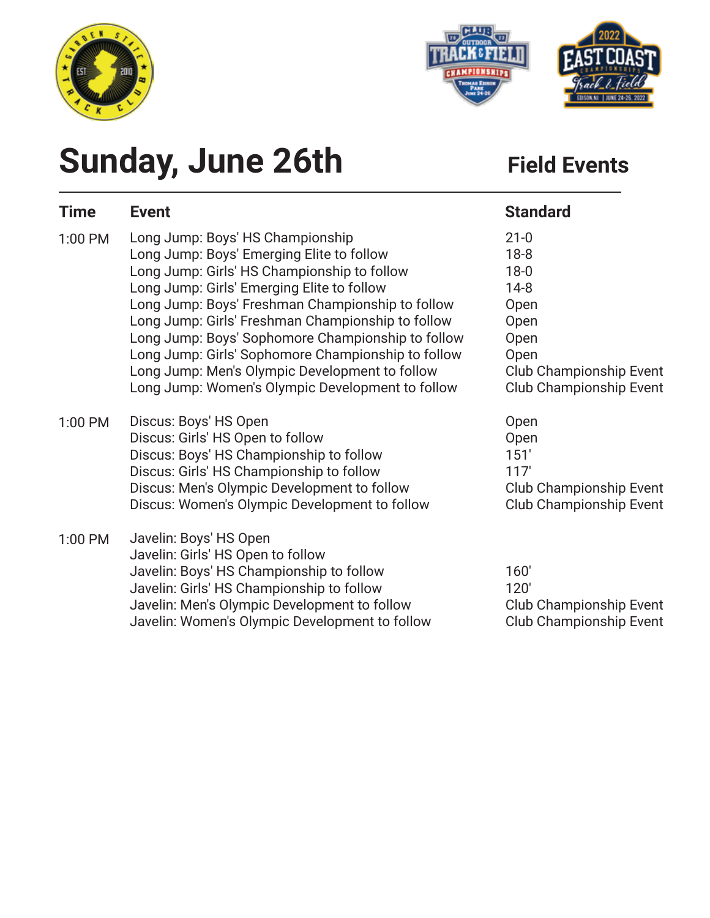# Sunday, June 26th

## Field Events

| Time | Event | Standard |
|---|---|---|
| 1:00 PM | Long Jump: Boys' HS Championship | 21-0 |
| | Long Jump: Boys' Emerging Elite to follow | 18-8 |
| | Long Jump: Girls' HS Championship to follow | 18-0 |
| | Long Jump: Girls' Emerging Elite to follow | 14-8 |
| | Long Jump: Boys' Freshman Championship to follow | Open |
| | Long Jump: Girls' Freshman Championship to follow | Open |
| | Long Jump: Boys' Sophomore Championship to follow | Open |
| | Long Jump: Girls' Sophomore Championship to follow | Open |
| | Long Jump: Men's Olympic Development to follow | Club Championship Event |
| | Long Jump: Women's Olympic Development to follow | Club Championship Event |
| 1:00 PM | Discus: Boys' HS Open | Open |
| | Discus: Girls' HS Open to follow | Open |
| | Discus: Boys' HS Championship to follow | 151' |
| | Discus: Girls' HS Championship to follow | 117' |
| | Discus: Men's Olympic Development to follow | Club Championship Event |
| | Discus: Women's Olympic Development to follow | Club Championship Event |
| 1:00 PM | Javelin: Boys' HS Open | |
| | Javelin: Girls' HS Open to follow | |
| | Javelin: Boys' HS Championship to follow | 160' |
| | Javelin: Girls' HS Championship to follow | 120' |
| | Javelin: Men's Olympic Development to follow | Club Championship Event |
| | Javelin: Women's Olympic Development to follow | Club Championship Event |